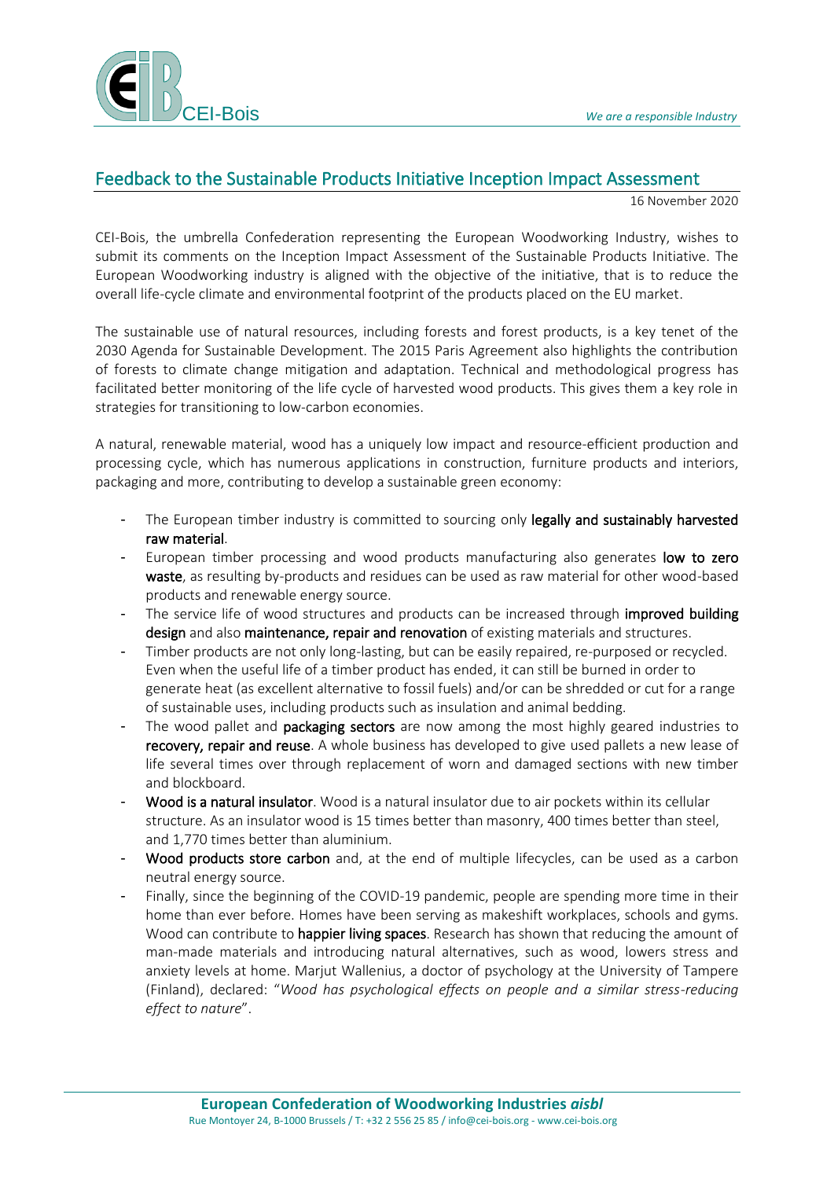CEI-Bois

*We are a responsible Industry*

## Feedback to the Sustainable Products Initiative Inception Impact Assessment

16 November 2020

CEI-Bois, the umbrella Confederation representing the European Woodworking Industry, wishes to submit its comments on the Inception Impact Assessment of the Sustainable Products Initiative. The European Woodworking industry is aligned with the objective of the initiative, that is to reduce the overall life-cycle climate and environmental footprint of the products placed on the EU market.

The sustainable use of natural resources, including forests and forest products, is a key tenet of the 2030 Agenda for Sustainable Development. The 2015 Paris Agreement also highlights the contribution of forests to climate change mitigation and adaptation. Technical and methodological progress has facilitated better monitoring of the life cycle of harvested wood products. This gives them a key role in strategies for transitioning to low-carbon economies.

A natural, renewable material, wood has a uniquely low impact and resource-efficient production and processing cycle, which has numerous applications in construction, furniture products and interiors, packaging and more, contributing to develop a sustainable green economy:

- The European timber industry is committed to sourcing only **legally and sustainably harvested raw material**.
- European timber processing and wood products manufacturing also generates **low to zero waste**, as resulting by-products and residues can be used as raw material for other wood-based products and renewable energy source.
- The service life of wood structures and products can be increased through **improved building design** and also **maintenance, repair and renovation** of existing materials and structures.
- Timber products are not only long-lasting, but can be easily repaired, re-purposed or recycled. Even when the useful life of a timber product has ended, it can still be burned in order to generate heat (as excellent alternative to fossil fuels) and/or can be shredded or cut for a range of sustainable uses, including products such as insulation and animal bedding.
- The wood pallet and **packaging sectors** are now among the most highly geared industries to **recovery, repair and reuse**. A whole business has developed to give used pallets a new lease of life several times over through replacement of worn and damaged sections with new timber and blockboard.
- **Wood is a natural insulator**. Wood is a natural insulator due to air pockets within its cellular structure. As an insulator wood is 15 times better than masonry, 400 times better than steel, and 1,770 times better than aluminium.
- **Wood products store carbon** and, at the end of multiple lifecycles, can be used as a carbon neutral energy source.
- Finally, since the beginning of the COVID-19 pandemic, people are spending more time in their home than ever before. Homes have been serving as makeshift workplaces, schools and gyms. Wood can contribute to **happier living spaces**. Research has shown that reducing the amount of man-made materials and introducing natural alternatives, such as wood, lowers stress and anxiety levels at home. Marjut Wallenius, a doctor of psychology at the University of Tampere (Finland), declared: "*Wood has psychological effects on people and a similar stress-reducing effect to nature*".

**European Confederation of Woodworking Industries *aisbl***
Rue Montoyer 24, B-1000 Brussels / T: +32 2 556 25 85 / info@cei-bois.org - www.cei-bois.org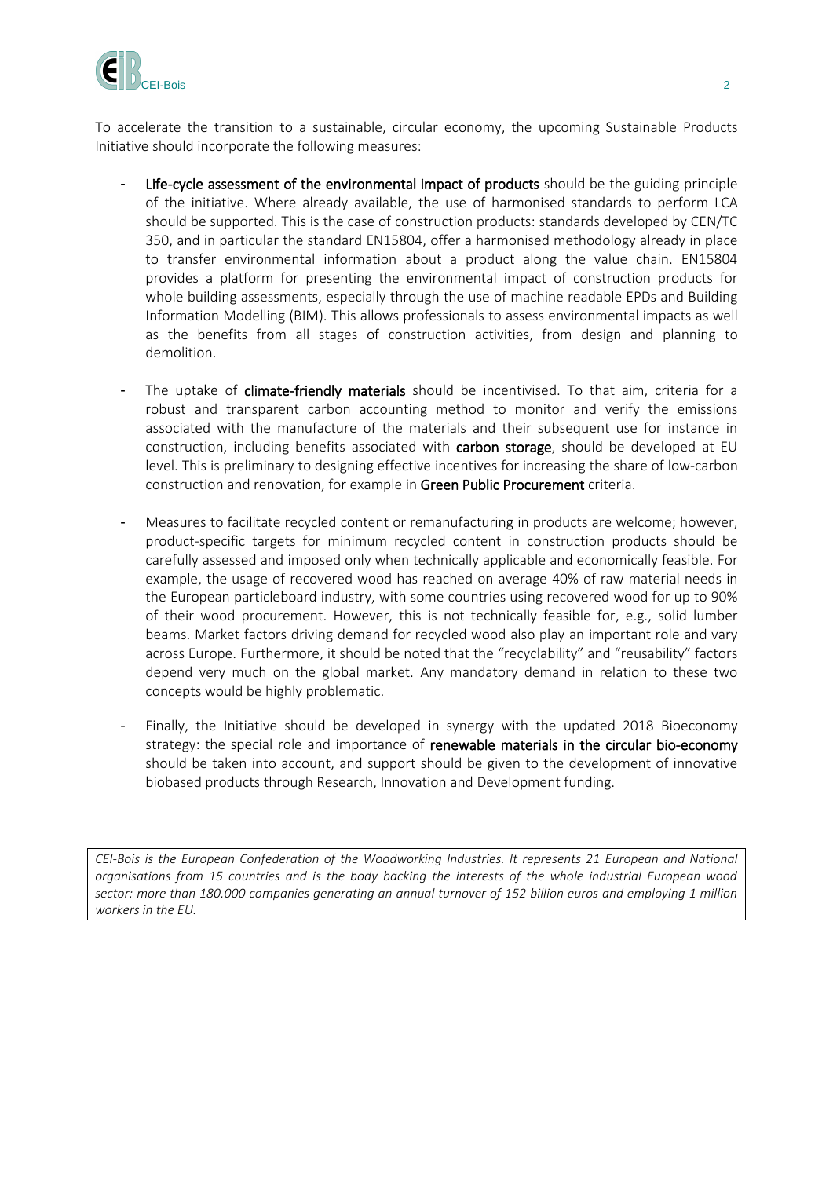To accelerate the transition to a sustainable, circular economy, the upcoming Sustainable Products Initiative should incorporate the following measures:

- **Life-cycle assessment of the environmental impact of products** should be the guiding principle of the initiative. Where already available, the use of harmonised standards to perform LCA should be supported. This is the case of construction products: standards developed by CEN/TC 350, and in particular the standard EN15804, offer a harmonised methodology already in place to transfer environmental information about a product along the value chain. EN15804 provides a platform for presenting the environmental impact of construction products for whole building assessments, especially through the use of machine readable EPDs and Building Information Modelling (BIM). This allows professionals to assess environmental impacts as well as the benefits from all stages of construction activities, from design and planning to demolition.

- The uptake of **climate-friendly materials** should be incentivised. To that aim, criteria for a robust and transparent carbon accounting method to monitor and verify the emissions associated with the manufacture of the materials and their subsequent use for instance in construction, including benefits associated with **carbon storage**, should be developed at EU level. This is preliminary to designing effective incentives for increasing the share of low-carbon construction and renovation, for example in **Green Public Procurement** criteria.

- Measures to facilitate recycled content or remanufacturing in products are welcome; however, product-specific targets for minimum recycled content in construction products should be carefully assessed and imposed only when technically applicable and economically feasible. For example, the usage of recovered wood has reached on average 40% of raw material needs in the European particleboard industry, with some countries using recovered wood for up to 90% of their wood procurement. However, this is not technically feasible for, e.g., solid lumber beams. Market factors driving demand for recycled wood also play an important role and vary across Europe. Furthermore, it should be noted that the "recyclability" and "reusability" factors depend very much on the global market. Any mandatory demand in relation to these two concepts would be highly problematic.

- Finally, the Initiative should be developed in synergy with the updated 2018 Bioeconomy strategy: the special role and importance of **renewable materials in the circular bio-economy** should be taken into account, and support should be given to the development of innovative biobased products through Research, Innovation and Development funding.

*CEI-Bois is the European Confederation of the Woodworking Industries. It represents 21 European and National organisations from 15 countries and is the body backing the interests of the whole industrial European wood sector: more than 180.000 companies generating an annual turnover of 152 billion euros and employing 1 million workers in the EU.*